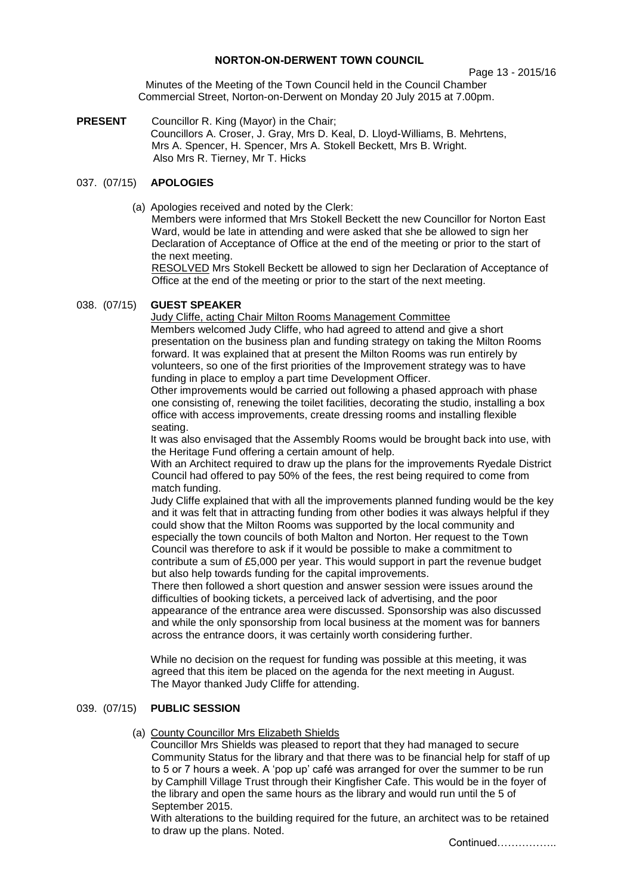# NORTON-ON-DERWENT TOWN COUNCIL

Minutes of the Meeting of the Town Council held in the Council Chamber Commercial Street, Norton-on-Derwent on Monday 20 July 2015 at 7.00pm.

**PRESENT** Councillor R. King (Mayor) in the Chair;
Councillors A. Croser, J. Gray, Mrs D. Keal, D. Lloyd-Williams, B. Mehrtens, Mrs A. Spencer, H. Spencer, Mrs A. Stokell Beckett, Mrs B. Wright.
Also Mrs R. Tierney, Mr T. Hicks

## 037. (07/15) APOLOGIES

(a) Apologies received and noted by the Clerk:
Members were informed that Mrs Stokell Beckett the new Councillor for Norton East Ward, would be late in attending and were asked that she be allowed to sign her Declaration of Acceptance of Office at the end of the meeting or prior to the start of the next meeting.
RESOLVED Mrs Stokell Beckett be allowed to sign her Declaration of Acceptance of Office at the end of the meeting or prior to the start of the next meeting.

## 038. (07/15) GUEST SPEAKER

Judy Cliffe, acting Chair Milton Rooms Management Committee

Members welcomed Judy Cliffe, who had agreed to attend and give a short presentation on the business plan and funding strategy on taking the Milton Rooms forward. It was explained that at present the Milton Rooms was run entirely by volunteers, so one of the first priorities of the Improvement strategy was to have funding in place to employ a part time Development Officer.

Other improvements would be carried out following a phased approach with phase one consisting of, renewing the toilet facilities, decorating the studio, installing a box office with access improvements, create dressing rooms and installing flexible seating.

It was also envisaged that the Assembly Rooms would be brought back into use, with the Heritage Fund offering a certain amount of help.

With an Architect required to draw up the plans for the improvements Ryedale District Council had offered to pay 50% of the fees, the rest being required to come from match funding.

Judy Cliffe explained that with all the improvements planned funding would be the key and it was felt that in attracting funding from other bodies it was always helpful if they could show that the Milton Rooms was supported by the local community and especially the town councils of both Malton and Norton. Her request to the Town Council was therefore to ask if it would be possible to make a commitment to contribute a sum of £5,000 per year. This would support in part the revenue budget but also help towards funding for the capital improvements.

There then followed a short question and answer session were issues around the difficulties of booking tickets, a perceived lack of advertising, and the poor appearance of the entrance area were discussed. Sponsorship was also discussed and while the only sponsorship from local business at the moment was for banners across the entrance doors, it was certainly worth considering further.

While no decision on the request for funding was possible at this meeting, it was agreed that this item be placed on the agenda for the next meeting in August. The Mayor thanked Judy Cliffe for attending.

## 039. (07/15) PUBLIC SESSION

(a) County Councillor Mrs Elizabeth Shields

Councillor Mrs Shields was pleased to report that they had managed to secure Community Status for the library and that there was to be financial help for staff of up to 5 or 7 hours a week. A 'pop up' café was arranged for over the summer to be run by Camphill Village Trust through their Kingfisher Cafe. This would be in the foyer of the library and open the same hours as the library and would run until the 5 of September 2015.

With alterations to the building required for the future, an architect was to be retained to draw up the plans. Noted.

Continued……………..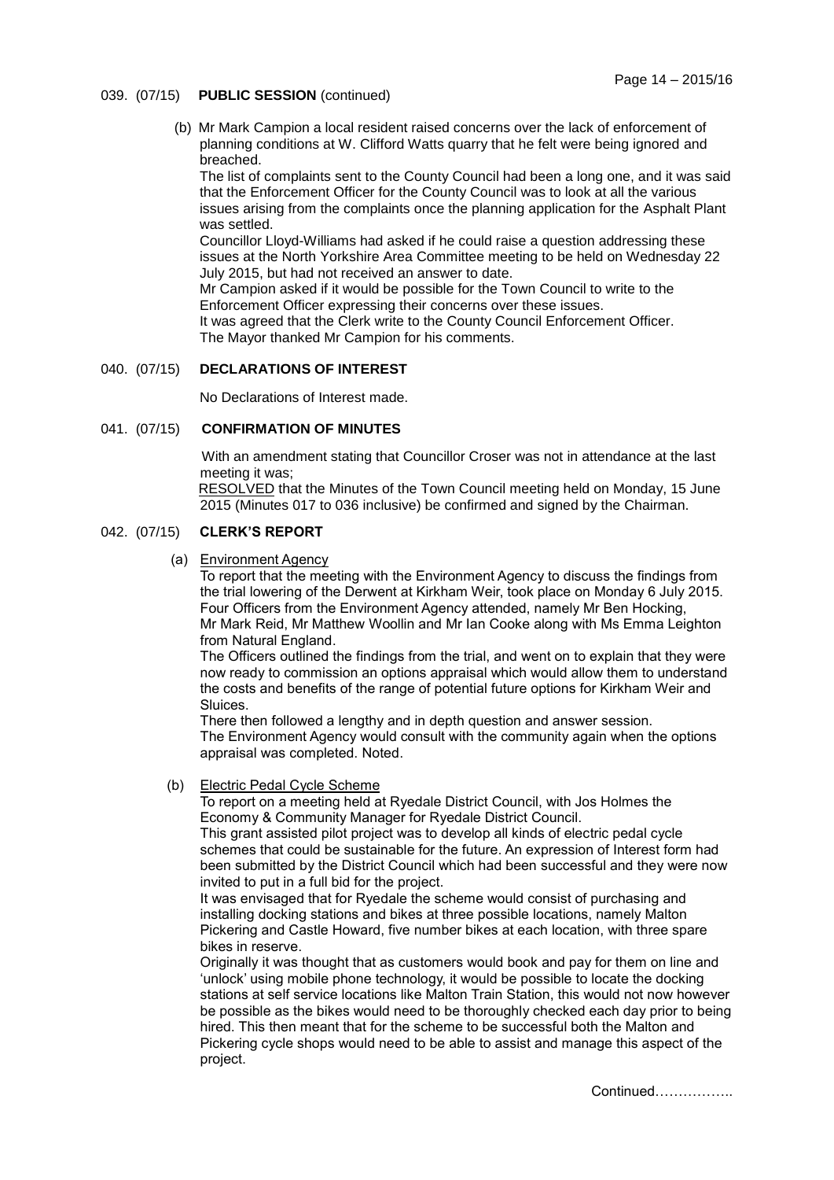039. (07/15) **PUBLIC SESSION** (continued)

(b) Mr Mark Campion a local resident raised concerns over the lack of enforcement of planning conditions at W. Clifford Watts quarry that he felt were being ignored and breached.
The list of complaints sent to the County Council had been a long one, and it was said that the Enforcement Officer for the County Council was to look at all the various issues arising from the complaints once the planning application for the Asphalt Plant was settled.
Councillor Lloyd-Williams had asked if he could raise a question addressing these issues at the North Yorkshire Area Committee meeting to be held on Wednesday 22 July 2015, but had not received an answer to date.
Mr Campion asked if it would be possible for the Town Council to write to the Enforcement Officer expressing their concerns over these issues.
It was agreed that the Clerk write to the County Council Enforcement Officer.
The Mayor thanked Mr Campion for his comments.

040. (07/15) **DECLARATIONS OF INTEREST**

No Declarations of Interest made.

041. (07/15) **CONFIRMATION OF MINUTES**

With an amendment stating that Councillor Croser was not in attendance at the last meeting it was;
RESOLVED that the Minutes of the Town Council meeting held on Monday, 15 June 2015 (Minutes 017 to 036 inclusive) be confirmed and signed by the Chairman.

042. (07/15) **CLERK'S REPORT**

(a) Environment Agency
To report that the meeting with the Environment Agency to discuss the findings from the trial lowering of the Derwent at Kirkham Weir, took place on Monday 6 July 2015. Four Officers from the Environment Agency attended, namely Mr Ben Hocking, Mr Mark Reid, Mr Matthew Woollin and Mr Ian Cooke along with Ms Emma Leighton from Natural England.
The Officers outlined the findings from the trial, and went on to explain that they were now ready to commission an options appraisal which would allow them to understand the costs and benefits of the range of potential future options for Kirkham Weir and Sluices.
There then followed a lengthy and in depth question and answer session.
The Environment Agency would consult with the community again when the options appraisal was completed. Noted.

(b) Electric Pedal Cycle Scheme
To report on a meeting held at Ryedale District Council, with Jos Holmes the Economy & Community Manager for Ryedale District Council.
This grant assisted pilot project was to develop all kinds of electric pedal cycle schemes that could be sustainable for the future. An expression of Interest form had been submitted by the District Council which had been successful and they were now invited to put in a full bid for the project.
It was envisaged that for Ryedale the scheme would consist of purchasing and installing docking stations and bikes at three possible locations, namely Malton Pickering and Castle Howard, five number bikes at each location, with three spare bikes in reserve.
Originally it was thought that as customers would book and pay for them on line and 'unlock' using mobile phone technology, it would be possible to locate the docking stations at self service locations like Malton Train Station, this would not now however be possible as the bikes would need to be thoroughly checked each day prior to being hired. This then meant that for the scheme to be successful both the Malton and Pickering cycle shops would need to be able to assist and manage this aspect of the project.

Continued……………..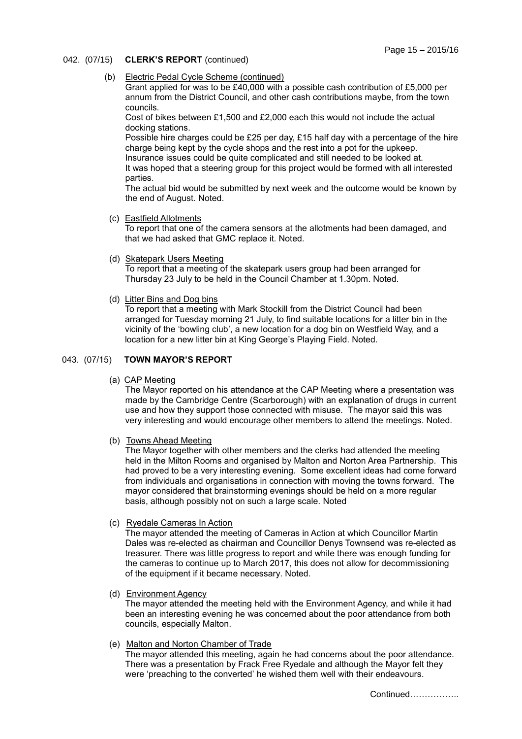042. (07/15) **CLERK'S REPORT** (continued)

(b) Electric Pedal Cycle Scheme (continued)

Grant applied for was to be £40,000 with a possible cash contribution of £5,000 per annum from the District Council, and other cash contributions maybe, from the town councils.

Cost of bikes between £1,500 and £2,000 each this would not include the actual docking stations.

Possible hire charges could be £25 per day, £15 half day with a percentage of the hire charge being kept by the cycle shops and the rest into a pot for the upkeep.

Insurance issues could be quite complicated and still needed to be looked at.

It was hoped that a steering group for this project would be formed with all interested parties.

The actual bid would be submitted by next week and the outcome would be known by the end of August. Noted.

(c) Eastfield Allotments

To report that one of the camera sensors at the allotments had been damaged, and that we had asked that GMC replace it. Noted.

(d) Skatepark Users Meeting

To report that a meeting of the skatepark users group had been arranged for Thursday 23 July to be held in the Council Chamber at 1.30pm. Noted.

(d) Litter Bins and Dog bins

To report that a meeting with Mark Stockill from the District Council had been arranged for Tuesday morning 21 July, to find suitable locations for a litter bin in the vicinity of the 'bowling club', a new location for a dog bin on Westfield Way, and a location for a new litter bin at King George's Playing Field. Noted.

043. (07/15) **TOWN MAYOR'S REPORT**

(a) CAP Meeting

The Mayor reported on his attendance at the CAP Meeting where a presentation was made by the Cambridge Centre (Scarborough) with an explanation of drugs in current use and how they support those connected with misuse. The mayor said this was very interesting and would encourage other members to attend the meetings. Noted.

(b) Towns Ahead Meeting

The Mayor together with other members and the clerks had attended the meeting held in the Milton Rooms and organised by Malton and Norton Area Partnership. This had proved to be a very interesting evening. Some excellent ideas had come forward from individuals and organisations in connection with moving the towns forward. The mayor considered that brainstorming evenings should be held on a more regular basis, although possibly not on such a large scale. Noted

(c) Ryedale Cameras In Action

The mayor attended the meeting of Cameras in Action at which Councillor Martin Dales was re-elected as chairman and Councillor Denys Townsend was re-elected as treasurer. There was little progress to report and while there was enough funding for the cameras to continue up to March 2017, this does not allow for decommissioning of the equipment if it became necessary. Noted.

(d) Environment Agency

The mayor attended the meeting held with the Environment Agency, and while it had been an interesting evening he was concerned about the poor attendance from both councils, especially Malton.

(e) Malton and Norton Chamber of Trade

The mayor attended this meeting, again he had concerns about the poor attendance. There was a presentation by Frack Free Ryedale and although the Mayor felt they were 'preaching to the converted' he wished them well with their endeavours.

Continued……………..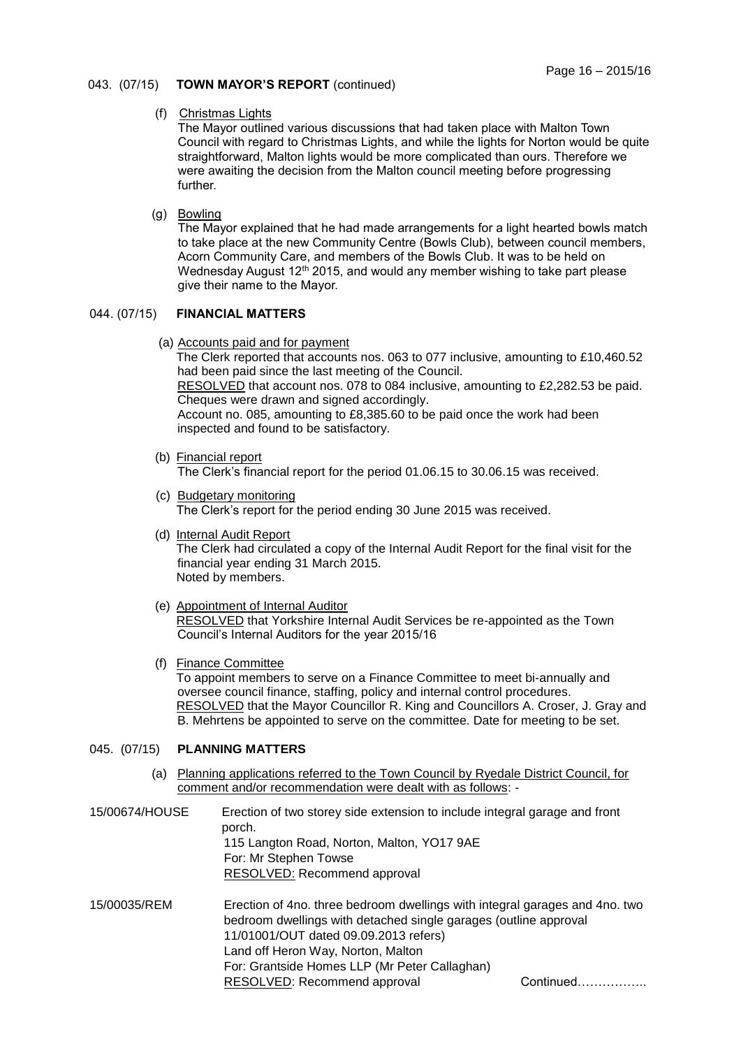043. (07/15) **TOWN MAYOR'S REPORT** (continued)

(f) Christmas Lights

The Mayor outlined various discussions that had taken place with Malton Town Council with regard to Christmas Lights, and while the lights for Norton would be quite straightforward, Malton lights would be more complicated than ours. Therefore we were awaiting the decision from the Malton council meeting before progressing further.

(g) Bowling

The Mayor explained that he had made arrangements for a light hearted bowls match to take place at the new Community Centre (Bowls Club), between council members, Acorn Community Care, and members of the Bowls Club. It was to be held on Wednesday August 12th 2015, and would any member wishing to take part please give their name to the Mayor.

044. (07/15) **FINANCIAL MATTERS**

(a) Accounts paid and for payment

The Clerk reported that accounts nos. 063 to 077 inclusive, amounting to £10,460.52 had been paid since the last meeting of the Council.
RESOLVED that account nos. 078 to 084 inclusive, amounting to £2,282.53 be paid. Cheques were drawn and signed accordingly.
Account no. 085, amounting to £8,385.60 to be paid once the work had been inspected and found to be satisfactory.

(b) Financial report

The Clerk's financial report for the period 01.06.15 to 30.06.15 was received.

(c) Budgetary monitoring

The Clerk's report for the period ending 30 June 2015 was received.

(d) Internal Audit Report

The Clerk had circulated a copy of the Internal Audit Report for the final visit for the financial year ending 31 March 2015.
Noted by members.

(e) Appointment of Internal Auditor

RESOLVED that Yorkshire Internal Audit Services be re-appointed as the Town Council's Internal Auditors for the year 2015/16

(f) Finance Committee

To appoint members to serve on a Finance Committee to meet bi-annually and oversee council finance, staffing, policy and internal control procedures.
RESOLVED that the Mayor Councillor R. King and Councillors A. Croser, J. Gray and B. Mehrtens be appointed to serve on the committee. Date for meeting to be set.

045. (07/15) **PLANNING MATTERS**

(a) Planning applications referred to the Town Council by Ryedale District Council, for comment and/or recommendation were dealt with as follows: -

15/00674/HOUSE Erection of two storey side extension to include integral garage and front porch.
115 Langton Road, Norton, Malton, YO17 9AE
For: Mr Stephen Towse
RESOLVED: Recommend approval

15/00035/REM Erection of 4no. three bedroom dwellings with integral garages and 4no. two bedroom dwellings with detached single garages (outline approval 11/01001/OUT dated 09.09.2013 refers)
Land off Heron Way, Norton, Malton
For: Grantside Homes LLP (Mr Peter Callaghan)
RESOLVED: Recommend approval

Continued……………..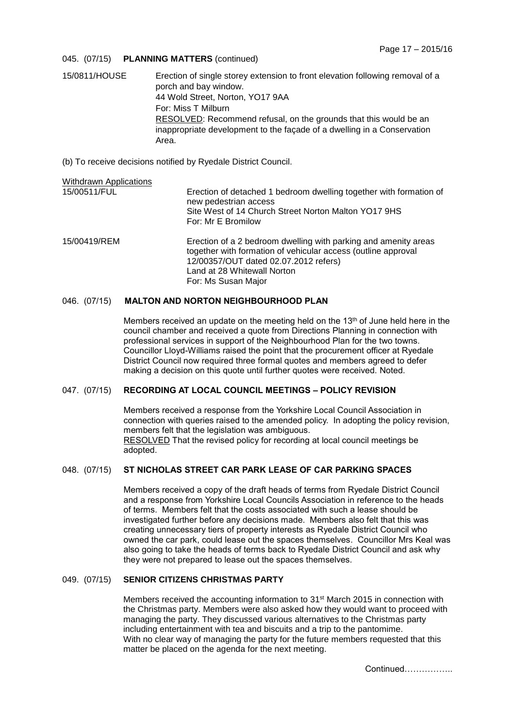045. (07/15) **PLANNING MATTERS** (continued)

15/0811/HOUSE — Erection of single storey extension to front elevation following removal of a porch and bay window.
44 Wold Street, Norton, YO17 9AA
For: Miss T Milburn
RESOLVED: Recommend refusal, on the grounds that this would be an inappropriate development to the façade of a dwelling in a Conservation Area.

(b) To receive decisions notified by Ryedale District Council.

Withdrawn Applications

15/00511/FUL — Erection of detached 1 bedroom dwelling together with formation of new pedestrian access
Site West of 14 Church Street Norton Malton YO17 9HS
For: Mr E Bromilow

15/00419/REM — Erection of a 2 bedroom dwelling with parking and amenity areas together with formation of vehicular access (outline approval 12/00357/OUT dated 02.07.2012 refers)
Land at 28 Whitewall Norton
For: Ms Susan Major

## 046. (07/15) MALTON AND NORTON NEIGHBOURHOOD PLAN

Members received an update on the meeting held on the 13th of June held here in the council chamber and received a quote from Directions Planning in connection with professional services in support of the Neighbourhood Plan for the two towns. Councillor Lloyd-Williams raised the point that the procurement officer at Ryedale District Council now required three formal quotes and members agreed to defer making a decision on this quote until further quotes were received. Noted.

## 047. (07/15) RECORDING AT LOCAL COUNCIL MEETINGS – POLICY REVISION

Members received a response from the Yorkshire Local Council Association in connection with queries raised to the amended policy. In adopting the policy revision, members felt that the legislation was ambiguous.
RESOLVED That the revised policy for recording at local council meetings be adopted.

## 048. (07/15) ST NICHOLAS STREET CAR PARK LEASE OF CAR PARKING SPACES

Members received a copy of the draft heads of terms from Ryedale District Council and a response from Yorkshire Local Councils Association in reference to the heads of terms. Members felt that the costs associated with such a lease should be investigated further before any decisions made. Members also felt that this was creating unnecessary tiers of property interests as Ryedale District Council who owned the car park, could lease out the spaces themselves. Councillor Mrs Keal was also going to take the heads of terms back to Ryedale District Council and ask why they were not prepared to lease out the spaces themselves.

## 049. (07/15) SENIOR CITIZENS CHRISTMAS PARTY

Members received the accounting information to 31st March 2015 in connection with the Christmas party. Members were also asked how they would want to proceed with managing the party. They discussed various alternatives to the Christmas party including entertainment with tea and biscuits and a trip to the pantomime.
With no clear way of managing the party for the future members requested that this matter be placed on the agenda for the next meeting.

Continued……………..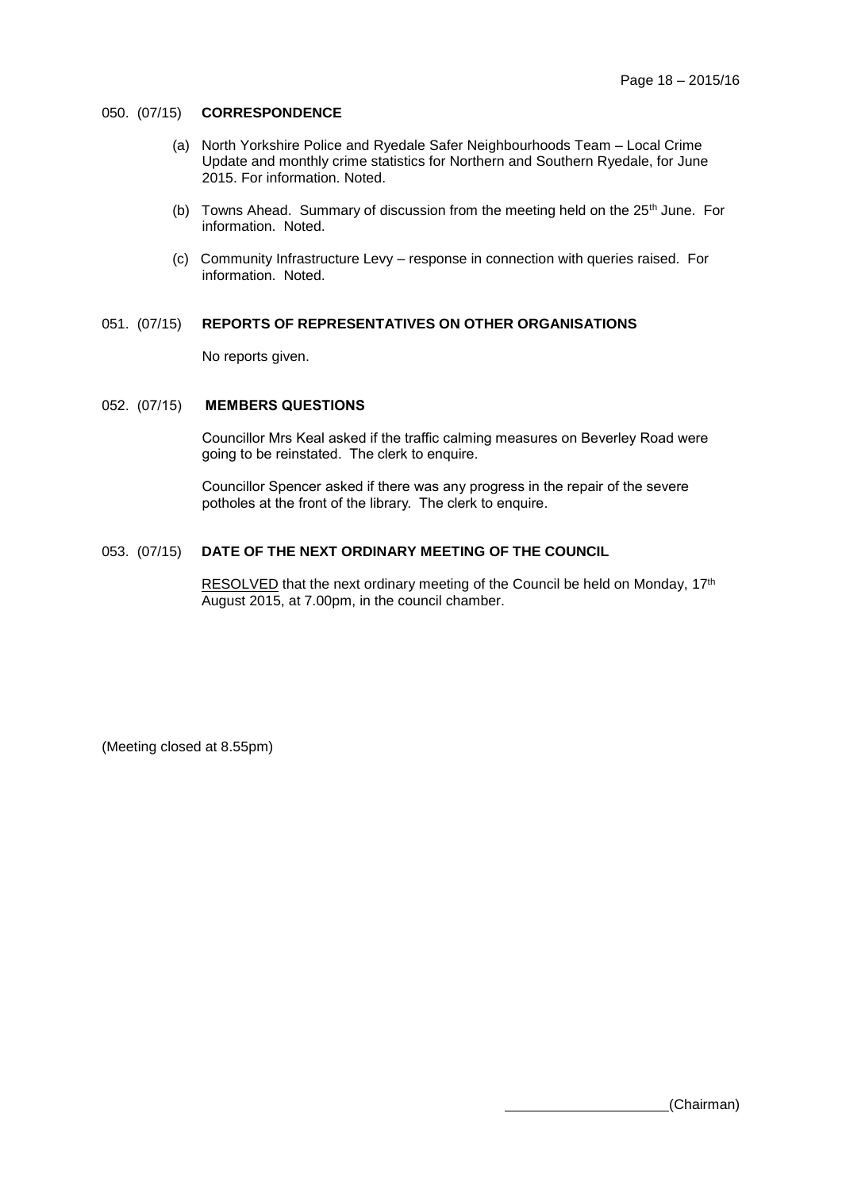## 050. (07/15) **CORRESPONDENCE**

(a) North Yorkshire Police and Ryedale Safer Neighbourhoods Team – Local Crime Update and monthly crime statistics for Northern and Southern Ryedale, for June 2015. For information. Noted.

(b) Towns Ahead. Summary of discussion from the meeting held on the 25th June. For information. Noted.

(c) Community Infrastructure Levy – response in connection with queries raised. For information. Noted.

## 051. (07/15) **REPORTS OF REPRESENTATIVES ON OTHER ORGANISATIONS**

No reports given.

## 052. (07/15) **MEMBERS QUESTIONS**

Councillor Mrs Keal asked if the traffic calming measures on Beverley Road were going to be reinstated. The clerk to enquire.

Councillor Spencer asked if there was any progress in the repair of the severe potholes at the front of the library. The clerk to enquire.

## 053. (07/15) **DATE OF THE NEXT ORDINARY MEETING OF THE COUNCIL**

RESOLVED that the next ordinary meeting of the Council be held on Monday, 17th August 2015, at 7.00pm, in the council chamber.

(Meeting closed at 8.55pm)

____________________(Chairman)